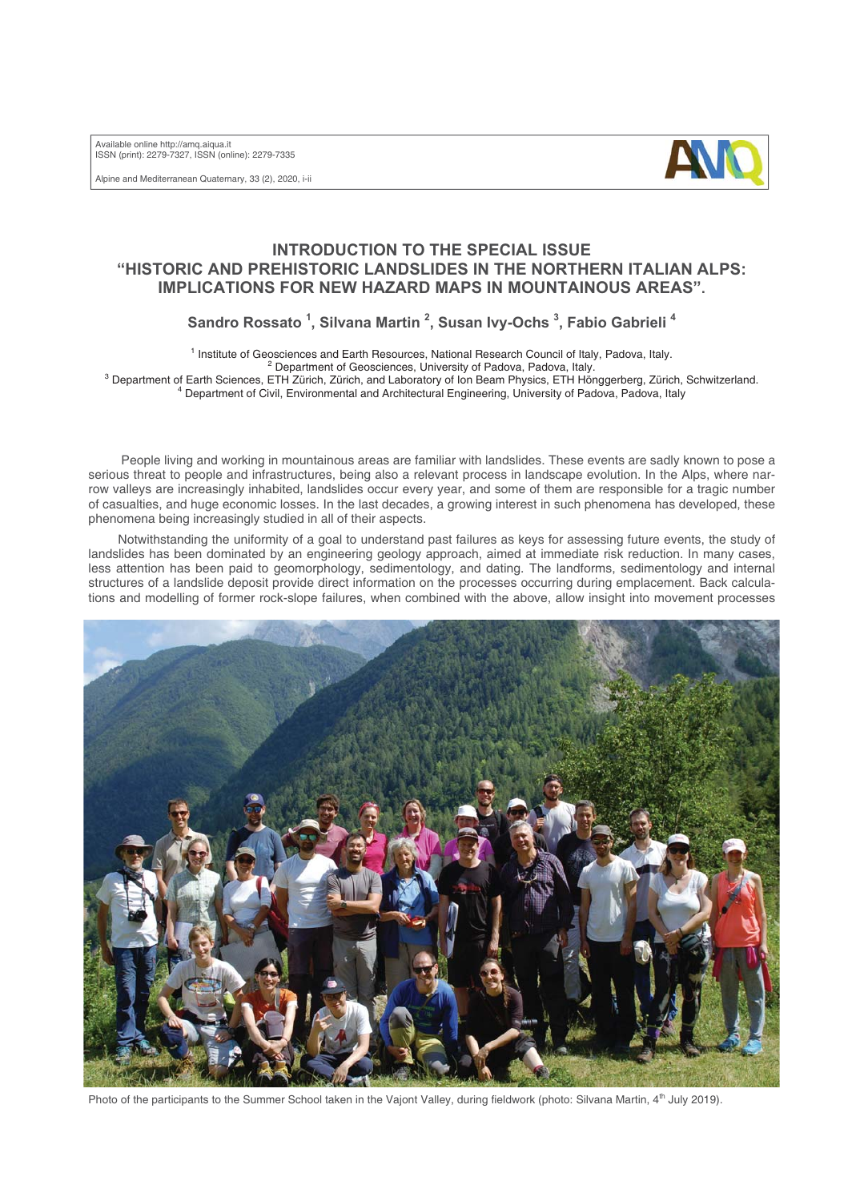# INTRODUCTION TO THE SPECIAL ISSUE "HISTORIC AND PREHISTORIC LANDSLIDES IN THE NORTHERN ITALIAN ALPS: IMPLICATIONS FOR NEW HAZARD MAPS IN MOUNTAINOUS AREAS".

**Sandro Rossato [1], Silvana Martin [2], Susan Ivy-Ochs [3], Fabio Gabrieli [4]**

[1] Institute of Geosciences and Earth Resources, National Research Council of Italy, Padova, Italy.
[2] Department of Geosciences, University of Padova, Padova, Italy.
[3] Department of Earth Sciences, ETH Zürich, Zürich, and Laboratory of Ion Beam Physics, ETH Hönggerberg, Zürich, Schwitzerland.
[4] Department of Civil, Environmental and Architectural Engineering, University of Padova, Padova, Italy

People living and working in mountainous areas are familiar with landslides. These events are sadly known to pose a serious threat to people and infrastructures, being also a relevant process in landscape evolution. In the Alps, where narrow valleys are increasingly inhabited, landslides occur every year, and some of them are responsible for a tragic number of casualties, and huge economic losses. In the last decades, a growing interest in such phenomena has developed, these phenomena being increasingly studied in all of their aspects.

Notwithstanding the uniformity of a goal to understand past failures as keys for assessing future events, the study of landslides has been dominated by an engineering geology approach, aimed at immediate risk reduction. In many cases, less attention has been paid to geomorphology, sedimentology, and dating. The landforms, sedimentology and internal structures of a landslide deposit provide direct information on the processes occurring during emplacement. Back calculations and modelling of former rock-slope failures, when combined with the above, allow insight into movement processes

Photo of the participants to the Summer School taken in the Vajont Valley, during fieldwork (photo: Silvana Martin, 4th July 2019).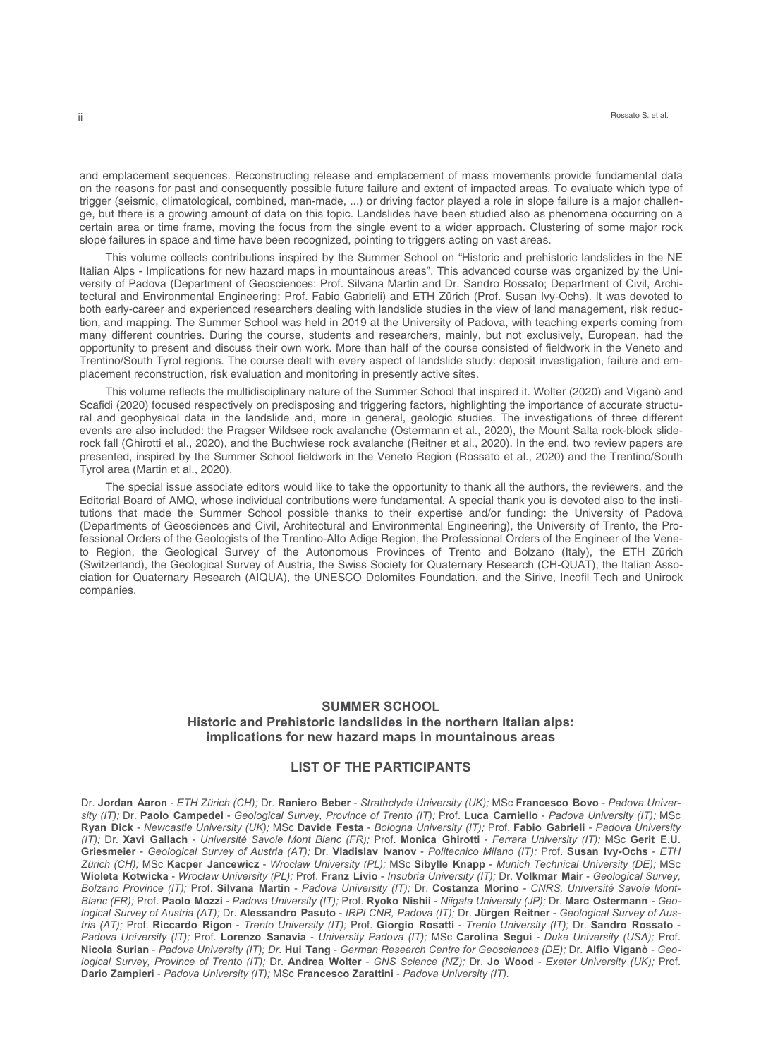and emplacement sequences. Reconstructing release and emplacement of mass movements provide fundamental data on the reasons for past and consequently possible future failure and extent of impacted areas. To evaluate which type of trigger (seismic, climatological, combined, man-made, ...) or driving factor played a role in slope failure is a major challenge, but there is a growing amount of data on this topic. Landslides have been studied also as phenomena occurring on a certain area or time frame, moving the focus from the single event to a wider approach. Clustering of some major rock slope failures in space and time have been recognized, pointing to triggers acting on vast areas.

This volume collects contributions inspired by the Summer School on "Historic and prehistoric landslides in the NE Italian Alps - Implications for new hazard maps in mountainous areas". This advanced course was organized by the University of Padova (Department of Geosciences: Prof. Silvana Martin and Dr. Sandro Rossato; Department of Civil, Architectural and Environmental Engineering: Prof. Fabio Gabrieli) and ETH Zürich (Prof. Susan Ivy-Ochs). It was devoted to both early-career and experienced researchers dealing with landslide studies in the view of land management, risk reduction, and mapping. The Summer School was held in 2019 at the University of Padova, with teaching experts coming from many different countries. During the course, students and researchers, mainly, but not exclusively, European, had the opportunity to present and discuss their own work. More than half of the course consisted of fieldwork in the Veneto and Trentino/South Tyrol regions. The course dealt with every aspect of landslide study: deposit investigation, failure and emplacement reconstruction, risk evaluation and monitoring in presently active sites.

This volume reflects the multidisciplinary nature of the Summer School that inspired it. Wolter (2020) and Viganò and Scafidi (2020) focused respectively on predisposing and triggering factors, highlighting the importance of accurate structural and geophysical data in the landslide and, more in general, geologic studies. The investigations of three different events are also included: the Pragser Wildsee rock avalanche (Ostermann et al., 2020), the Mount Salta rock-block slide-rock fall (Ghirotti et al., 2020), and the Buchwiese rock avalanche (Reitner et al., 2020). In the end, two review papers are presented, inspired by the Summer School fieldwork in the Veneto Region (Rossato et al., 2020) and the Trentino/South Tyrol area (Martin et al., 2020).

The special issue associate editors would like to take the opportunity to thank all the authors, the reviewers, and the Editorial Board of AMQ, whose individual contributions were fundamental. A special thank you is devoted also to the institutions that made the Summer School possible thanks to their expertise and/or funding: the University of Padova (Departments of Geosciences and Civil, Architectural and Environmental Engineering), the University of Trento, the Professional Orders of the Geologists of the Trentino-Alto Adige Region, the Professional Orders of the Engineer of the Veneto Region, the Geological Survey of the Autonomous Provinces of Trento and Bolzano (Italy), the ETH Zürich (Switzerland), the Geological Survey of Austria, the Swiss Society for Quaternary Research (CH-QUAT), the Italian Association for Quaternary Research (AIQUA), the UNESCO Dolomites Foundation, and the Sirive, Incofil Tech and Unirock companies.

## SUMMER SCHOOL
## Historic and Prehistoric landslides in the northern Italian alps: implications for new hazard maps in mountainous areas

### LIST OF THE PARTICIPANTS

Dr. **Jordan Aaron** - *ETH Zürich (CH);* Dr. **Raniero Beber** - *Strathclyde University (UK);* MSc **Francesco Bovo** - *Padova University (IT);* Dr. **Paolo Campedel** - *Geological Survey, Province of Trento (IT);* Prof. **Luca Carniello** - *Padova University (IT);* MSc **Ryan Dick** - *Newcastle University (UK);* MSc **Davide Festa** - *Bologna University (IT);* Prof. **Fabio Gabrieli** - *Padova University (IT);* Dr. **Xavi Gallach** - *Université Savoie Mont Blanc (FR);* Prof. **Monica Ghirotti** - *Ferrara University (IT);* MSc **Gerit E.U. Griesmeier** - *Geological Survey of Austria (AT);* Dr. **Vladislav Ivanov** - *Politecnico Milano (IT);* Prof. **Susan Ivy-Ochs** - *ETH Zürich (CH);* MSc **Kacper Jancewicz** - *Wrocław University (PL);* MSc **Sibylle Knapp** - *Munich Technical University (DE);* MSc **Wioleta Kotwicka** - *Wrocław University (PL);* Prof. **Franz Livio** - *Insubria University (IT);* Dr. **Volkmar Mair** - *Geological Survey, Bolzano Province (IT);* Prof. **Silvana Martin** - *Padova University (IT);* Dr. **Costanza Morino** - *CNRS, Université Savoie Mont-Blanc (FR);* Prof. **Paolo Mozzi** - *Padova University (IT);* Prof. **Ryoko Nishii** - *Niigata University (JP);* Dr. **Marc Ostermann** - *Geological Survey of Austria (AT);* Dr. **Alessandro Pasuto** - *IRPI CNR, Padova (IT);* Dr. **Jürgen Reitner** - *Geological Survey of Austria (AT);* Prof. **Riccardo Rigon** - *Trento University (IT);* Prof. **Giorgio Rosatti** - *Trento University (IT);* Dr. **Sandro Rossato** - *Padova University (IT);* Prof. **Lorenzo Sanavia** - *University Padova (IT);* MSc **Carolina Seguí** - *Duke University (USA);* Prof. **Nicola Surian** - *Padova University (IT); Dr.* **Hui Tang** - *German Research Centre for Geosciences (DE);* Dr. **Alfio Viganò** - *Geological Survey, Province of Trento (IT);* Dr. **Andrea Wolter** - *GNS Science (NZ);* Dr. **Jo Wood** - *Exeter University (UK);* Prof. **Dario Zampieri** - *Padova University (IT);* MSc **Francesco Zarattini** - *Padova University (IT).*